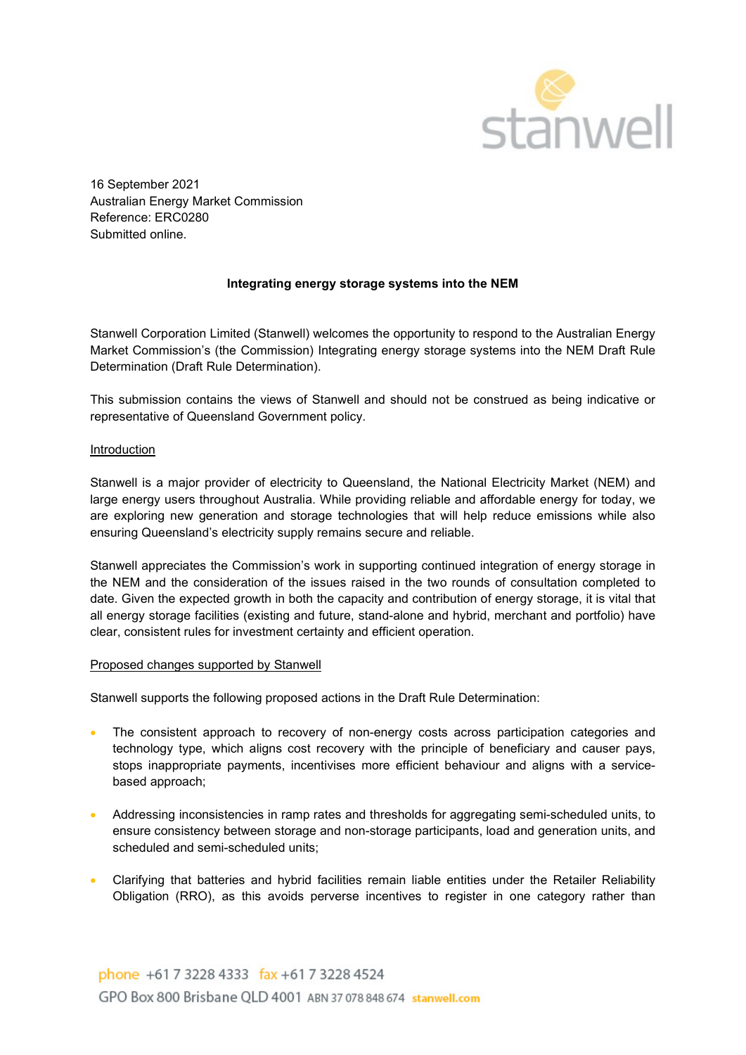16 September 2021
Australian Energy Market Commission
Reference: ERC0280
Submitted online.

**Integrating energy storage systems into the NEM**

Stanwell Corporation Limited (Stanwell) welcomes the opportunity to respond to the Australian Energy Market Commission's (the Commission) Integrating energy storage systems into the NEM Draft Rule Determination (Draft Rule Determination).

This submission contains the views of Stanwell and should not be construed as being indicative or representative of Queensland Government policy.

<u>Introduction</u>

Stanwell is a major provider of electricity to Queensland, the National Electricity Market (NEM) and large energy users throughout Australia. While providing reliable and affordable energy for today, we are exploring new generation and storage technologies that will help reduce emissions while also ensuring Queensland's electricity supply remains secure and reliable.

Stanwell appreciates the Commission's work in supporting continued integration of energy storage in the NEM and the consideration of the issues raised in the two rounds of consultation completed to date. Given the expected growth in both the capacity and contribution of energy storage, it is vital that all energy storage facilities (existing and future, stand-alone and hybrid, merchant and portfolio) have clear, consistent rules for investment certainty and efficient operation.

<u>Proposed changes supported by Stanwell</u>

Stanwell supports the following proposed actions in the Draft Rule Determination:

- The consistent approach to recovery of non-energy costs across participation categories and technology type, which aligns cost recovery with the principle of beneficiary and causer pays, stops inappropriate payments, incentivises more efficient behaviour and aligns with a service-based approach;
- Addressing inconsistencies in ramp rates and thresholds for aggregating semi-scheduled units, to ensure consistency between storage and non-storage participants, load and generation units, and scheduled and semi-scheduled units;
- Clarifying that batteries and hybrid facilities remain liable entities under the Retailer Reliability Obligation (RRO), as this avoids perverse incentives to register in one category rather than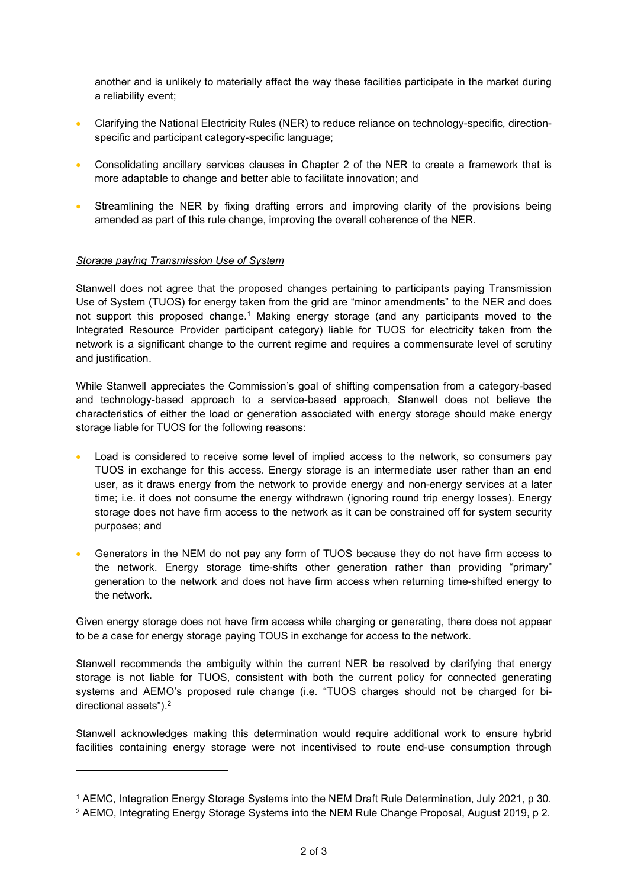another and is unlikely to materially affect the way these facilities participate in the market during a reliability event;

- Clarifying the National Electricity Rules (NER) to reduce reliance on technology-specific, direction-specific and participant category-specific language;
- Consolidating ancillary services clauses in Chapter 2 of the NER to create a framework that is more adaptable to change and better able to facilitate innovation; and
- Streamlining the NER by fixing drafting errors and improving clarity of the provisions being amended as part of this rule change, improving the overall coherence of the NER.

*Storage paying Transmission Use of System*

Stanwell does not agree that the proposed changes pertaining to participants paying Transmission Use of System (TUOS) for energy taken from the grid are "minor amendments" to the NER and does not support this proposed change.[1] Making energy storage (and any participants moved to the Integrated Resource Provider participant category) liable for TUOS for electricity taken from the network is a significant change to the current regime and requires a commensurate level of scrutiny and justification.

While Stanwell appreciates the Commission's goal of shifting compensation from a category-based and technology-based approach to a service-based approach, Stanwell does not believe the characteristics of either the load or generation associated with energy storage should make energy storage liable for TUOS for the following reasons:

- Load is considered to receive some level of implied access to the network, so consumers pay TUOS in exchange for this access. Energy storage is an intermediate user rather than an end user, as it draws energy from the network to provide energy and non-energy services at a later time; i.e. it does not consume the energy withdrawn (ignoring round trip energy losses). Energy storage does not have firm access to the network as it can be constrained off for system security purposes; and
- Generators in the NEM do not pay any form of TUOS because they do not have firm access to the network. Energy storage time-shifts other generation rather than providing "primary" generation to the network and does not have firm access when returning time-shifted energy to the network.

Given energy storage does not have firm access while charging or generating, there does not appear to be a case for energy storage paying TOUS in exchange for access to the network.

Stanwell recommends the ambiguity within the current NER be resolved by clarifying that energy storage is not liable for TUOS, consistent with both the current policy for connected generating systems and AEMO's proposed rule change (i.e. "TUOS charges should not be charged for bi-directional assets").[2]

Stanwell acknowledges making this determination would require additional work to ensure hybrid facilities containing energy storage were not incentivised to route end-use consumption through

[1] AEMC, Integration Energy Storage Systems into the NEM Draft Rule Determination, July 2021, p 30.

[2] AEMO, Integrating Energy Storage Systems into the NEM Rule Change Proposal, August 2019, p 2.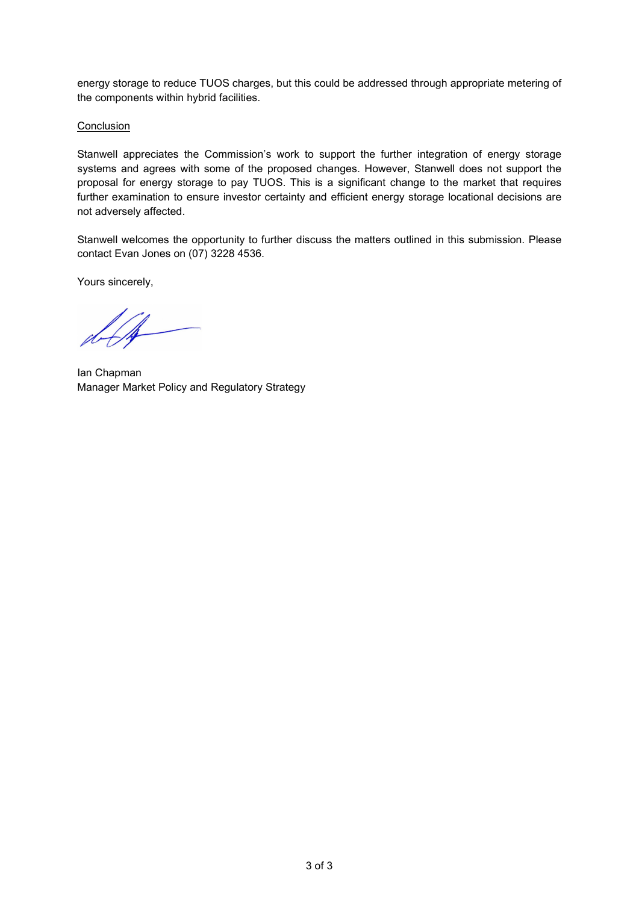energy storage to reduce TUOS charges, but this could be addressed through appropriate metering of the components within hybrid facilities.

<u>Conclusion</u>

Stanwell appreciates the Commission's work to support the further integration of energy storage systems and agrees with some of the proposed changes. However, Stanwell does not support the proposal for energy storage to pay TUOS. This is a significant change to the market that requires further examination to ensure investor certainty and efficient energy storage locational decisions are not adversely affected.

Stanwell welcomes the opportunity to further discuss the matters outlined in this submission. Please contact Evan Jones on (07) 3228 4536.

Yours sincerely,

Ian Chapman
Manager Market Policy and Regulatory Strategy